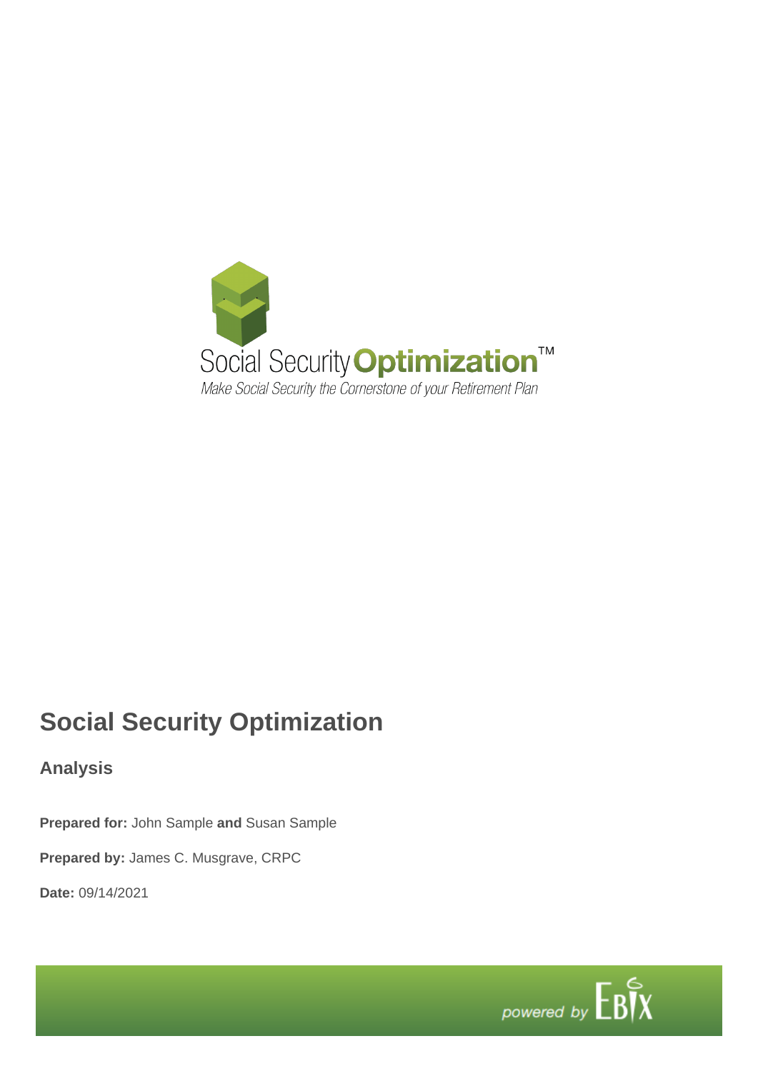Social Security Optimization™

*Make Social Security the Cornerstone of your Retirement Plan*

# Social Security Optimization

## Analysis

**Prepared for:** John Sample **and** Susan Sample

**Prepared by:** James C. Musgrave, CRPC

**Date:** 09/14/2021

powered by EBIX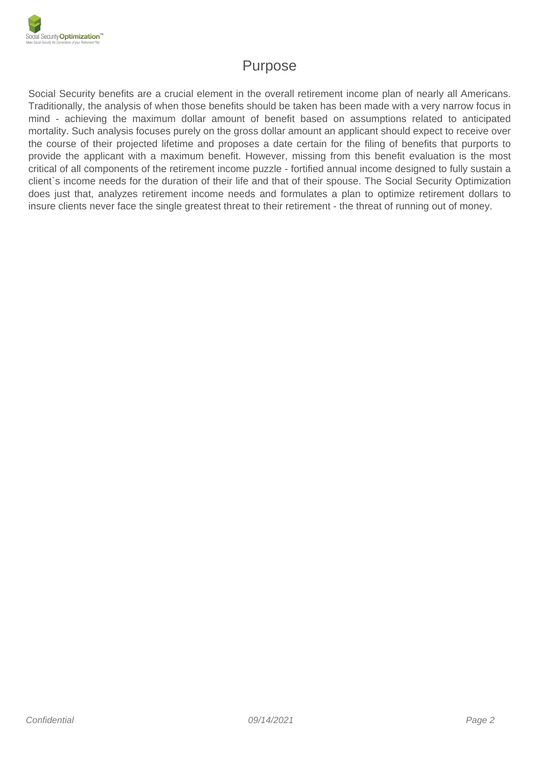# Purpose

Social Security benefits are a crucial element in the overall retirement income plan of nearly all Americans. Traditionally, the analysis of when those benefits should be taken has been made with a very narrow focus in mind - achieving the maximum dollar amount of benefit based on assumptions related to anticipated mortality. Such analysis focuses purely on the gross dollar amount an applicant should expect to receive over the course of their projected lifetime and proposes a date certain for the filing of benefits that purports to provide the applicant with a maximum benefit. However, missing from this benefit evaluation is the most critical of all components of the retirement income puzzle - fortified annual income designed to fully sustain a client`s income needs for the duration of their life and that of their spouse. The Social Security Optimization does just that, analyzes retirement income needs and formulates a plan to optimize retirement dollars to insure clients never face the single greatest threat to their retirement - the threat of running out of money.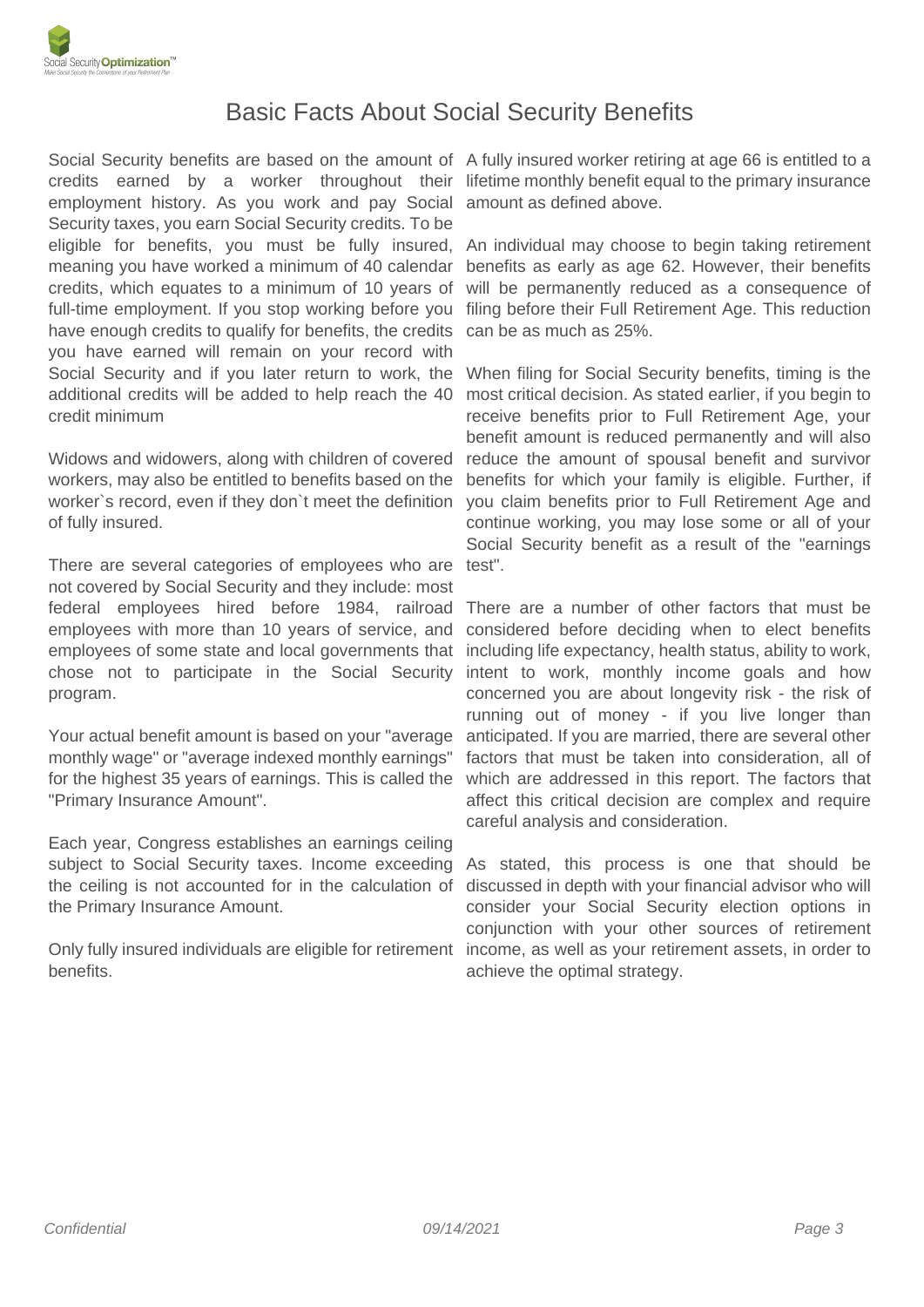# Basic Facts About Social Security Benefits

Social Security benefits are based on the amount of credits earned by a worker throughout their employment history. As you work and pay Social Security taxes, you earn Social Security credits. To be eligible for benefits, you must be fully insured, meaning you have worked a minimum of 40 calendar credits, which equates to a minimum of 10 years of full-time employment. If you stop working before you have enough credits to qualify for benefits, the credits you have earned will remain on your record with Social Security and if you later return to work, the additional credits will be added to help reach the 40 credit minimum

Widows and widowers, along with children of covered workers, may also be entitled to benefits based on the worker`s record, even if they don`t meet the definition of fully insured.

There are several categories of employees who are not covered by Social Security and they include: most federal employees hired before 1984, railroad employees with more than 10 years of service, and employees of some state and local governments that chose not to participate in the Social Security program.

Your actual benefit amount is based on your "average monthly wage" or "average indexed monthly earnings" for the highest 35 years of earnings. This is called the "Primary Insurance Amount".

Each year, Congress establishes an earnings ceiling subject to Social Security taxes. Income exceeding the ceiling is not accounted for in the calculation of the Primary Insurance Amount.

Only fully insured individuals are eligible for retirement benefits.

A fully insured worker retiring at age 66 is entitled to a lifetime monthly benefit equal to the primary insurance amount as defined above.

An individual may choose to begin taking retirement benefits as early as age 62. However, their benefits will be permanently reduced as a consequence of filing before their Full Retirement Age. This reduction can be as much as 25%.

When filing for Social Security benefits, timing is the most critical decision. As stated earlier, if you begin to receive benefits prior to Full Retirement Age, your benefit amount is reduced permanently and will also reduce the amount of spousal benefit and survivor benefits for which your family is eligible. Further, if you claim benefits prior to Full Retirement Age and continue working, you may lose some or all of your Social Security benefit as a result of the "earnings test".

There are a number of other factors that must be considered before deciding when to elect benefits including life expectancy, health status, ability to work, intent to work, monthly income goals and how concerned you are about longevity risk - the risk of running out of money - if you live longer than anticipated. If you are married, there are several other factors that must be taken into consideration, all of which are addressed in this report. The factors that affect this critical decision are complex and require careful analysis and consideration.

As stated, this process is one that should be discussed in depth with your financial advisor who will consider your Social Security election options in conjunction with your other sources of retirement income, as well as your retirement assets, in order to achieve the optimal strategy.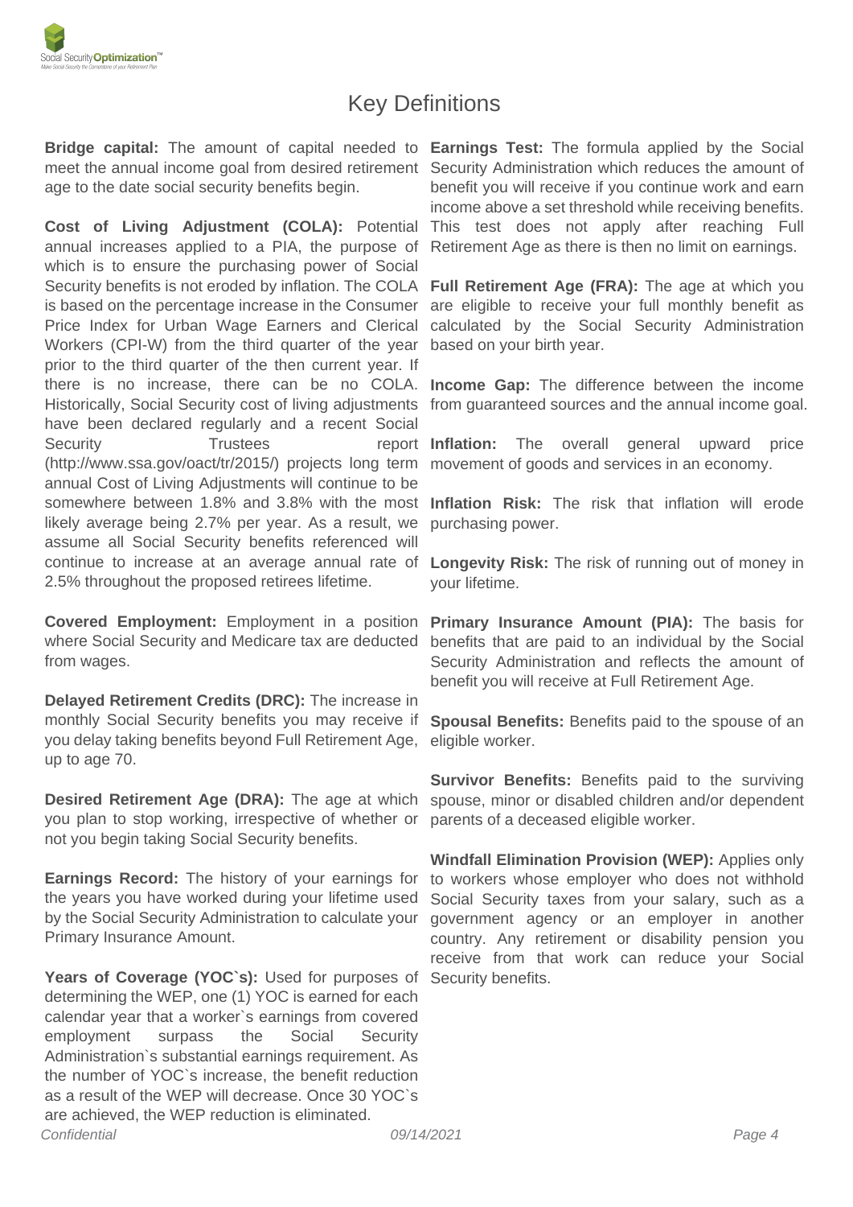# Key Definitions

**Bridge capital:** The amount of capital needed to meet the annual income goal from desired retirement age to the date social security benefits begin.

**Cost of Living Adjustment (COLA):** Potential annual increases applied to a PIA, the purpose of which is to ensure the purchasing power of Social Security benefits is not eroded by inflation. The COLA is based on the percentage increase in the Consumer Price Index for Urban Wage Earners and Clerical Workers (CPI-W) from the third quarter of the year prior to the third quarter of the then current year. If there is no increase, there can be no COLA. Historically, Social Security cost of living adjustments have been declared regularly and a recent Social Security Trustees report (http://www.ssa.gov/oact/tr/2015/) projects long term annual Cost of Living Adjustments will continue to be somewhere between 1.8% and 3.8% with the most likely average being 2.7% per year. As a result, we assume all Social Security benefits referenced will continue to increase at an average annual rate of 2.5% throughout the proposed retirees lifetime.

**Covered Employment:** Employment in a position where Social Security and Medicare tax are deducted from wages.

**Delayed Retirement Credits (DRC):** The increase in monthly Social Security benefits you may receive if you delay taking benefits beyond Full Retirement Age, up to age 70.

**Desired Retirement Age (DRA):** The age at which you plan to stop working, irrespective of whether or not you begin taking Social Security benefits.

**Earnings Record:** The history of your earnings for the years you have worked during your lifetime used by the Social Security Administration to calculate your Primary Insurance Amount.

**Years of Coverage (YOC`s):** Used for purposes of determining the WEP, one (1) YOC is earned for each calendar year that a worker`s earnings from covered employment surpass the Social Security Administration`s substantial earnings requirement. As the number of YOC`s increase, the benefit reduction as a result of the WEP will decrease. Once 30 YOC`s are achieved, the WEP reduction is eliminated.

**Earnings Test:** The formula applied by the Social Security Administration which reduces the amount of benefit you will receive if you continue work and earn income above a set threshold while receiving benefits. This test does not apply after reaching Full Retirement Age as there is then no limit on earnings.

**Full Retirement Age (FRA):** The age at which you are eligible to receive your full monthly benefit as calculated by the Social Security Administration based on your birth year.

**Income Gap:** The difference between the income from guaranteed sources and the annual income goal.

**Inflation:** The overall general upward price movement of goods and services in an economy.

**Inflation Risk:** The risk that inflation will erode purchasing power.

**Longevity Risk:** The risk of running out of money in your lifetime.

**Primary Insurance Amount (PIA):** The basis for benefits that are paid to an individual by the Social Security Administration and reflects the amount of benefit you will receive at Full Retirement Age.

**Spousal Benefits:** Benefits paid to the spouse of an eligible worker.

**Survivor Benefits:** Benefits paid to the surviving spouse, minor or disabled children and/or dependent parents of a deceased eligible worker.

**Windfall Elimination Provision (WEP):** Applies only to workers whose employer who does not withhold Social Security taxes from your salary, such as a government agency or an employer in another country. Any retirement or disability pension you receive from that work can reduce your Social Security benefits.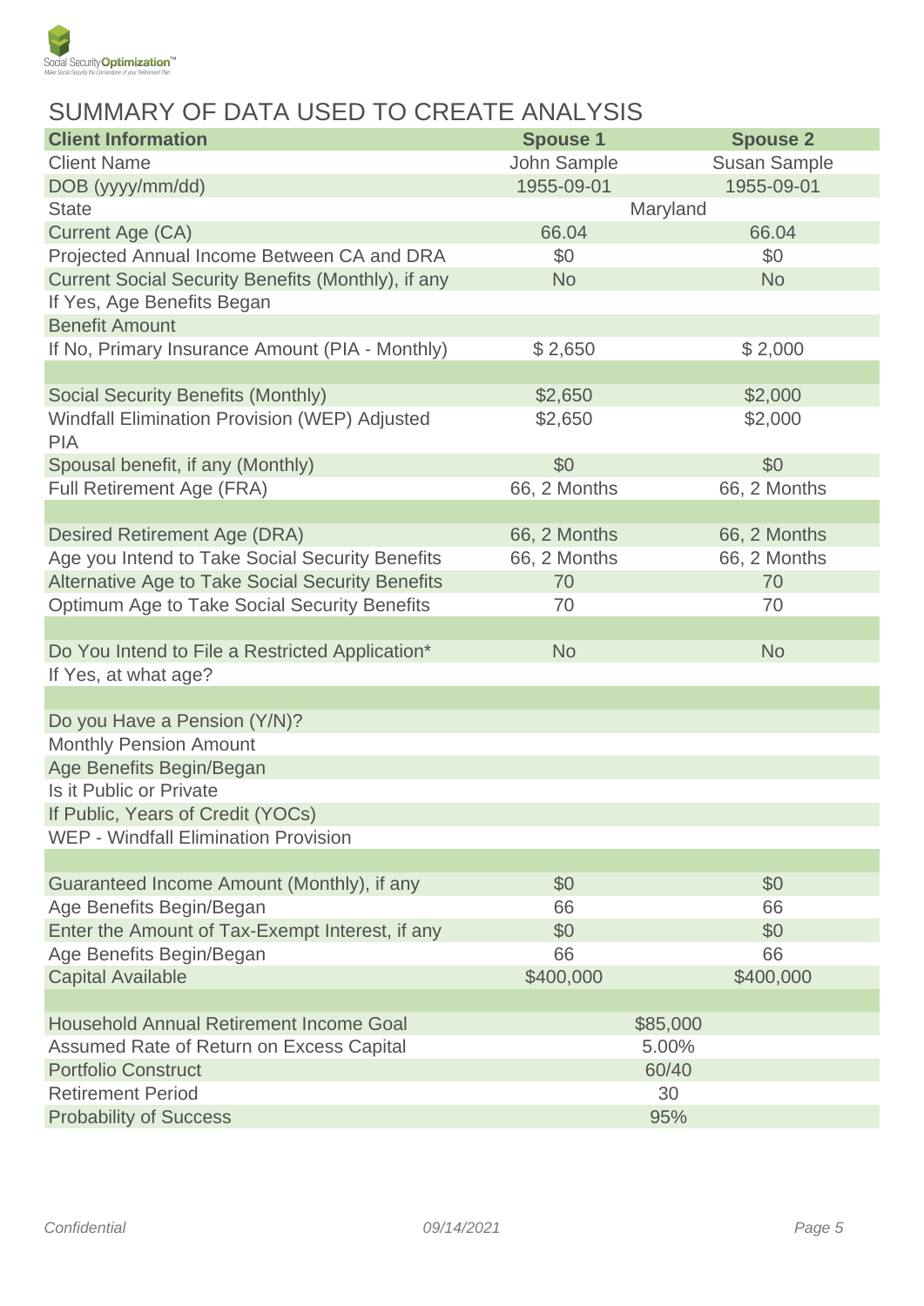# SUMMARY OF DATA USED TO CREATE ANALYSIS

| Client Information | Spouse 1 | Spouse 2 |
|---|---|---|
| Client Name | John Sample | Susan Sample |
| DOB (yyyy/mm/dd) | 1955-09-01 | 1955-09-01 |
| State | Maryland | |
| Current Age (CA) | 66.04 | 66.04 |
| Projected Annual Income Between CA and DRA | $0 | $0 |
| Current Social Security Benefits (Monthly), if any | No | No |
| If Yes, Age Benefits Began | | |
| Benefit Amount | | |
| If No, Primary Insurance Amount (PIA - Monthly) | $ 2,650 | $ 2,000 |
| | | |
| Social Security Benefits (Monthly) | $2,650 | $2,000 |
| Windfall Elimination Provision (WEP) Adjusted PIA | $2,650 | $2,000 |
| Spousal benefit, if any (Monthly) | $0 | $0 |
| Full Retirement Age (FRA) | 66, 2 Months | 66, 2 Months |
| | | |
| Desired Retirement Age (DRA) | 66, 2 Months | 66, 2 Months |
| Age you Intend to Take Social Security Benefits | 66, 2 Months | 66, 2 Months |
| Alternative Age to Take Social Security Benefits | 70 | 70 |
| Optimum Age to Take Social Security Benefits | 70 | 70 |
| | | |
| Do You Intend to File a Restricted Application* | No | No |
| If Yes, at what age? | | |
| | | |
| Do you Have a Pension (Y/N)? | | |
| Monthly Pension Amount | | |
| Age Benefits Begin/Began | | |
| Is it Public or Private | | |
| If Public, Years of Credit (YOCs) | | |
| WEP - Windfall Elimination Provision | | |
| | | |
| Guaranteed Income Amount (Monthly), if any | $0 | $0 |
| Age Benefits Begin/Began | 66 | 66 |
| Enter the Amount of Tax-Exempt Interest, if any | $0 | $0 |
| Age Benefits Begin/Began | 66 | 66 |
| Capital Available | $400,000 | $400,000 |
| | | |
| Household Annual Retirement Income Goal | $85,000 | |
| Assumed Rate of Return on Excess Capital | 5.00% | |
| Portfolio Construct | 60/40 | |
| Retirement Period | 30 | |
| Probability of Success | 95% | |

Confidential 09/14/2021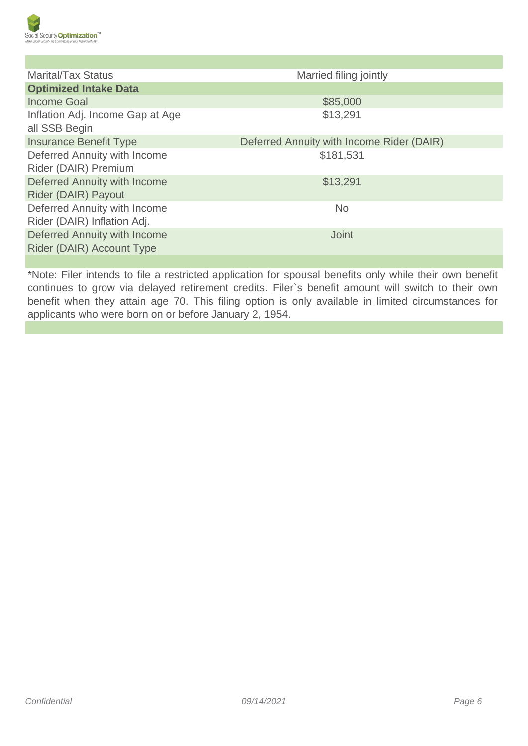| | |
|---|---|
| Marital/Tax Status | Married filing jointly |
| **Optimized Intake Data** | |
| Income Goal | $85,000 |
| Inflation Adj. Income Gap at Age all SSB Begin | $13,291 |
| Insurance Benefit Type | Deferred Annuity with Income Rider (DAIR) |
| Deferred Annuity with Income Rider (DAIR) Premium | $181,531 |
| Deferred Annuity with Income Rider (DAIR) Payout | $13,291 |
| Deferred Annuity with Income Rider (DAIR) Inflation Adj. | No |
| Deferred Annuity with Income Rider (DAIR) Account Type | Joint |

*Note: Filer intends to file a restricted application for spousal benefits only while their own benefit continues to grow via delayed retirement credits. Filer`s benefit amount will switch to their own benefit when they attain age 70. This filing option is only available in limited circumstances for applicants who were born on or before January 2, 1954.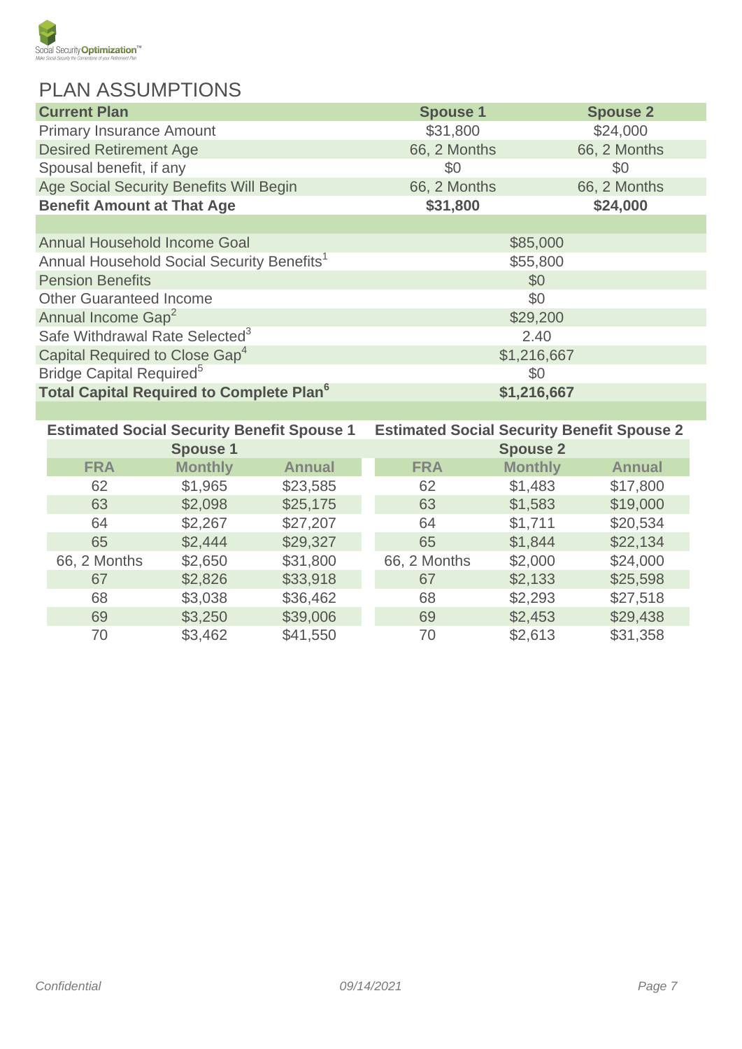# PLAN ASSUMPTIONS

| Current Plan | Spouse 1 | Spouse 2 |
|---|---|---|
| Primary Insurance Amount | $31,800 | $24,000 |
| Desired Retirement Age | 66, 2 Months | 66, 2 Months |
| Spousal benefit, if any | $0 | $0 |
| Age Social Security Benefits Will Begin | 66, 2 Months | 66, 2 Months |
| **Benefit Amount at That Age** | **$31,800** | **$24,000** |

| | |
|---|---|
| Annual Household Income Goal | $85,000 |
| Annual Household Social Security Benefits[1] | $55,800 |
| Pension Benefits | $0 |
| Other Guaranteed Income | $0 |
| Annual Income Gap[2] | $29,200 |
| Safe Withdrawal Rate Selected[3] | 2.40 |
| Capital Required to Close Gap[4] | $1,216,667 |
| Bridge Capital Required[5] | $0 |
| **Total Capital Required to Complete Plan[6]** | **$1,216,667** |

**Estimated Social Security Benefit Spouse 1**

| Spouse 1 | | |
|---|---|---|
| FRA | Monthly | Annual |
| 62 | $1,965 | $23,585 |
| 63 | $2,098 | $25,175 |
| 64 | $2,267 | $27,207 |
| 65 | $2,444 | $29,327 |
| 66, 2 Months | $2,650 | $31,800 |
| 67 | $2,826 | $33,918 |
| 68 | $3,038 | $36,462 |
| 69 | $3,250 | $39,006 |
| 70 | $3,462 | $41,550 |

**Estimated Social Security Benefit Spouse 2**

| Spouse 2 | | |
|---|---|---|
| FRA | Monthly | Annual |
| 62 | $1,483 | $17,800 |
| 63 | $1,583 | $19,000 |
| 64 | $1,711 | $20,534 |
| 65 | $1,844 | $22,134 |
| 66, 2 Months | $2,000 | $24,000 |
| 67 | $2,133 | $25,598 |
| 68 | $2,293 | $27,518 |
| 69 | $2,453 | $29,438 |
| 70 | $2,613 | $31,358 |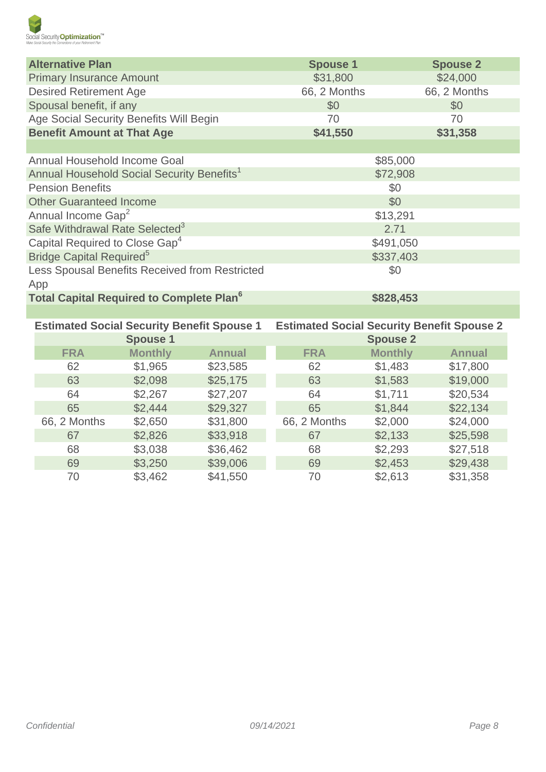| Alternative Plan | Spouse 1 | Spouse 2 |
|---|---|---|
| Primary Insurance Amount | $31,800 | $24,000 |
| Desired Retirement Age | 66, 2 Months | 66, 2 Months |
| Spousal benefit, if any | $0 | $0 |
| Age Social Security Benefits Will Begin | 70 | 70 |
| **Benefit Amount at That Age** | **$41,550** | **$31,358** |

| | |
|---|---|
| Annual Household Income Goal | $85,000 |
| Annual Household Social Security Benefits[1] | $72,908 |
| Pension Benefits | $0 |
| Other Guaranteed Income | $0 |
| Annual Income Gap[2] | $13,291 |
| Safe Withdrawal Rate Selected[3] | 2.71 |
| Capital Required to Close Gap[4] | $491,050 |
| Bridge Capital Required[5] | $337,403 |
| Less Spousal Benefits Received from Restricted App | $0 |
| **Total Capital Required to Complete Plan[6]** | **$828,453** |

**Estimated Social Security Benefit Spouse 1**

| Spouse 1 | | |
|---|---|---|
| FRA | Monthly | Annual |
| 62 | $1,965 | $23,585 |
| 63 | $2,098 | $25,175 |
| 64 | $2,267 | $27,207 |
| 65 | $2,444 | $29,327 |
| 66, 2 Months | $2,650 | $31,800 |
| 67 | $2,826 | $33,918 |
| 68 | $3,038 | $36,462 |
| 69 | $3,250 | $39,006 |
| 70 | $3,462 | $41,550 |

**Estimated Social Security Benefit Spouse 2**

| Spouse 2 | | |
|---|---|---|
| FRA | Monthly | Annual |
| 62 | $1,483 | $17,800 |
| 63 | $1,583 | $19,000 |
| 64 | $1,711 | $20,534 |
| 65 | $1,844 | $22,134 |
| 66, 2 Months | $2,000 | $24,000 |
| 67 | $2,133 | $25,598 |
| 68 | $2,293 | $27,518 |
| 69 | $2,453 | $29,438 |
| 70 | $2,613 | $31,358 |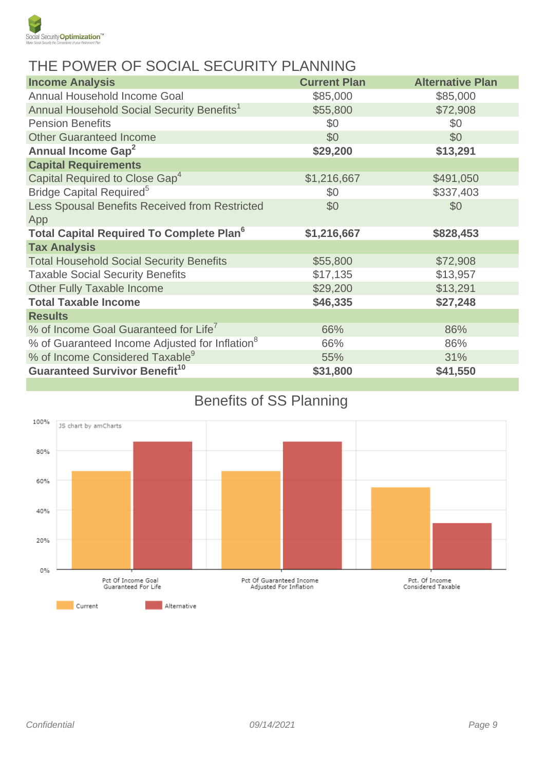# THE POWER OF SOCIAL SECURITY PLANNING

| Income Analysis | Current Plan | Alternative Plan |
|---|---|---|
| Annual Household Income Goal | $85,000 | $85,000 |
| Annual Household Social Security Benefits[1] | $55,800 | $72,908 |
| Pension Benefits | $0 | $0 |
| Other Guaranteed Income | $0 | $0 |
| **Annual Income Gap[2]** | **$29,200** | **$13,291** |
| **Capital Requirements** | | |
| Capital Required to Close Gap[4] | $1,216,667 | $491,050 |
| Bridge Capital Required[5] | $0 | $337,403 |
| Less Spousal Benefits Received from Restricted App | $0 | $0 |
| **Total Capital Required To Complete Plan[6]** | **$1,216,667** | **$828,453** |
| **Tax Analysis** | | |
| Total Household Social Security Benefits | $55,800 | $72,908 |
| Taxable Social Security Benefits | $17,135 | $13,957 |
| Other Fully Taxable Income | $29,200 | $13,291 |
| **Total Taxable Income** | **$46,335** | **$27,248** |
| **Results** | | |
| % of Income Goal Guaranteed for Life[7] | 66% | 86% |
| % of Guaranteed Income Adjusted for Inflation[8] | 66% | 86% |
| % of Income Considered Taxable[9] | 55% | 31% |
| **Guaranteed Survivor Benefit[10]** | **$31,800** | **$41,550** |

## Benefits of SS Planning

| | Current | Alternative |
|---|---|---|
| Pct Of Income Goal Guaranteed For Life | 66% | 86% |
| Pct Of Guaranteed Income Adjusted For Inflation | 66% | 86% |
| Pct. Of Income Considered Taxable | 55% | 31% |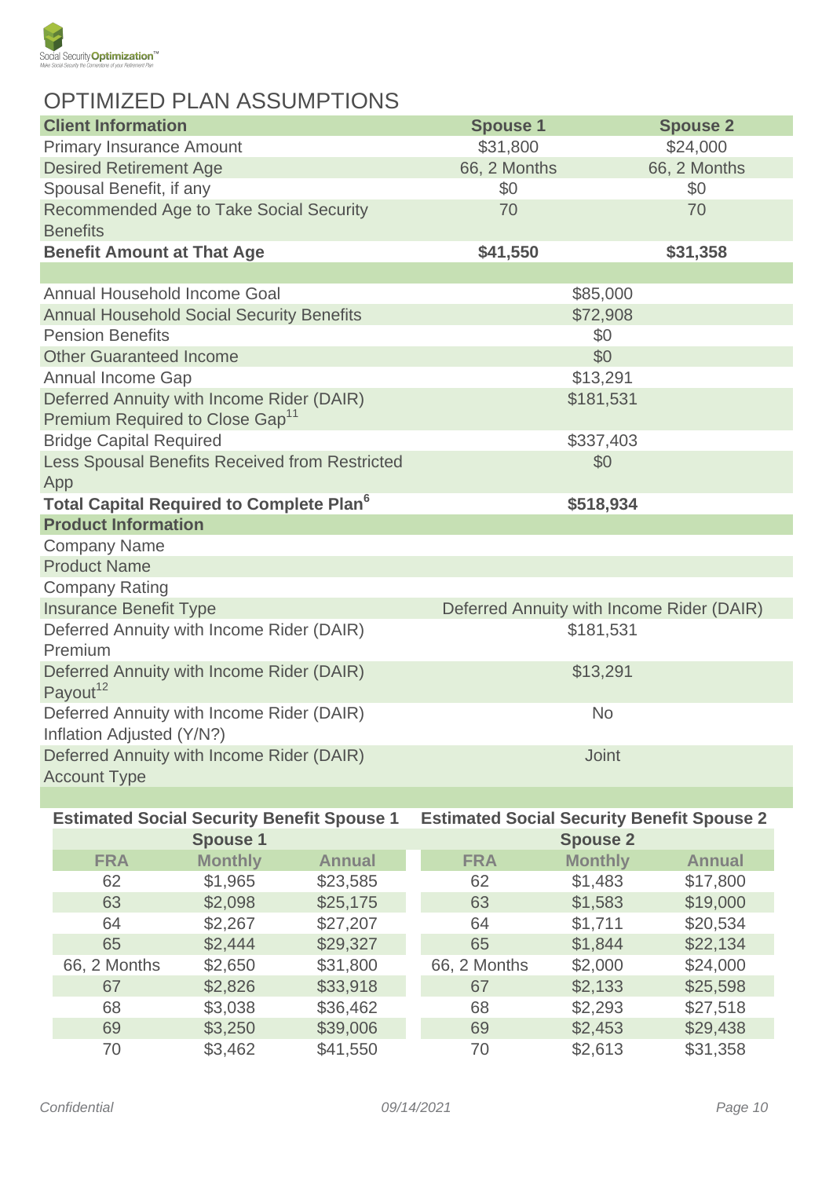# OPTIMIZED PLAN ASSUMPTIONS

| Client Information | Spouse 1 | Spouse 2 |
|---|---|---|
| Primary Insurance Amount | $31,800 | $24,000 |
| Desired Retirement Age | 66, 2 Months | 66, 2 Months |
| Spousal Benefit, if any | $0 | $0 |
| Recommended Age to Take Social Security Benefits | 70 | 70 |
| **Benefit Amount at That Age** | **$41,550** | **$31,358** |

| | |
|---|---|
| Annual Household Income Goal | $85,000 |
| Annual Household Social Security Benefits | $72,908 |
| Pension Benefits | $0 |
| Other Guaranteed Income | $0 |
| Annual Income Gap | $13,291 |
| Deferred Annuity with Income Rider (DAIR) Premium Required to Close Gap[11] | $181,531 |
| Bridge Capital Required | $337,403 |
| Less Spousal Benefits Received from Restricted App | $0 |
| **Total Capital Required to Complete Plan[6]** | **$518,934** |

| Product Information | |
|---|---|
| Company Name | |
| Product Name | |
| Company Rating | |
| Insurance Benefit Type | Deferred Annuity with Income Rider (DAIR) |
| Deferred Annuity with Income Rider (DAIR) Premium | $181,531 |
| Deferred Annuity with Income Rider (DAIR) Payout[12] | $13,291 |
| Deferred Annuity with Income Rider (DAIR) Inflation Adjusted (Y/N?) | No |
| Deferred Annuity with Income Rider (DAIR) Account Type | Joint |

**Estimated Social Security Benefit Spouse 1**

| Spouse 1 | | |
|---|---|---|
| FRA | Monthly | Annual |
| 62 | $1,965 | $23,585 |
| 63 | $2,098 | $25,175 |
| 64 | $2,267 | $27,207 |
| 65 | $2,444 | $29,327 |
| 66, 2 Months | $2,650 | $31,800 |
| 67 | $2,826 | $33,918 |
| 68 | $3,038 | $36,462 |
| 69 | $3,250 | $39,006 |
| 70 | $3,462 | $41,550 |

**Estimated Social Security Benefit Spouse 2**

| Spouse 2 | | |
|---|---|---|
| FRA | Monthly | Annual |
| 62 | $1,483 | $17,800 |
| 63 | $1,583 | $19,000 |
| 64 | $1,711 | $20,534 |
| 65 | $1,844 | $22,134 |
| 66, 2 Months | $2,000 | $24,000 |
| 67 | $2,133 | $25,598 |
| 68 | $2,293 | $27,518 |
| 69 | $2,453 | $29,438 |
| 70 | $2,613 | $31,358 |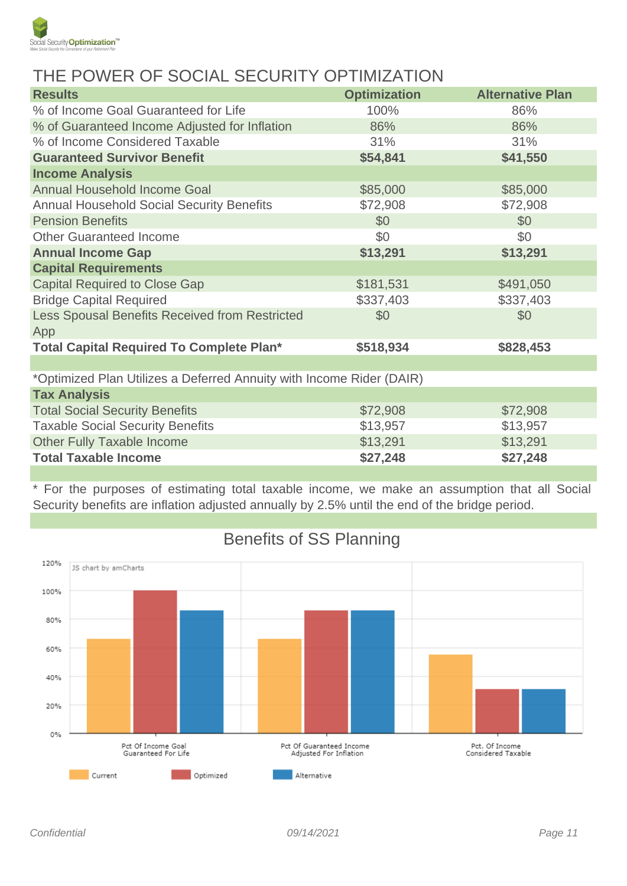# THE POWER OF SOCIAL SECURITY OPTIMIZATION

| Results | Optimization | Alternative Plan |
|---|---|---|
| % of Income Goal Guaranteed for Life | 100% | 86% |
| % of Guaranteed Income Adjusted for Inflation | 86% | 86% |
| % of Income Considered Taxable | 31% | 31% |
| **Guaranteed Survivor Benefit** | **$54,841** | **$41,550** |
| **Income Analysis** | | |
| Annual Household Income Goal | $85,000 | $85,000 |
| Annual Household Social Security Benefits | $72,908 | $72,908 |
| Pension Benefits | $0 | $0 |
| Other Guaranteed Income | $0 | $0 |
| **Annual Income Gap** | **$13,291** | **$13,291** |
| **Capital Requirements** | | |
| Capital Required to Close Gap | $181,531 | $491,050 |
| Bridge Capital Required | $337,403 | $337,403 |
| Less Spousal Benefits Received from Restricted App | $0 | $0 |
| **Total Capital Required To Complete Plan*** | **$518,934** | **$828,453** |

*Optimized Plan Utilizes a Deferred Annuity with Income Rider (DAIR)

| Tax Analysis | | |
|---|---|---|
| Total Social Security Benefits | $72,908 | $72,908 |
| Taxable Social Security Benefits | $13,957 | $13,957 |
| Other Fully Taxable Income | $13,291 | $13,291 |
| **Total Taxable Income** | **$27,248** | **$27,248** |

* For the purposes of estimating total taxable income, we make an assumption that all Social Security benefits are inflation adjusted annually by 2.5% until the end of the bridge period.

## Benefits of SS Planning

| | Current | Optimized | Alternative |
|---|---|---|---|
| Pct Of Income Goal Guaranteed For Life | ~66% | 100% | ~86% |
| Pct Of Guaranteed Income Adjusted For Inflation | ~66% | ~86% | ~86% |
| Pct. Of Income Considered Taxable | ~55% | ~31% | ~31% |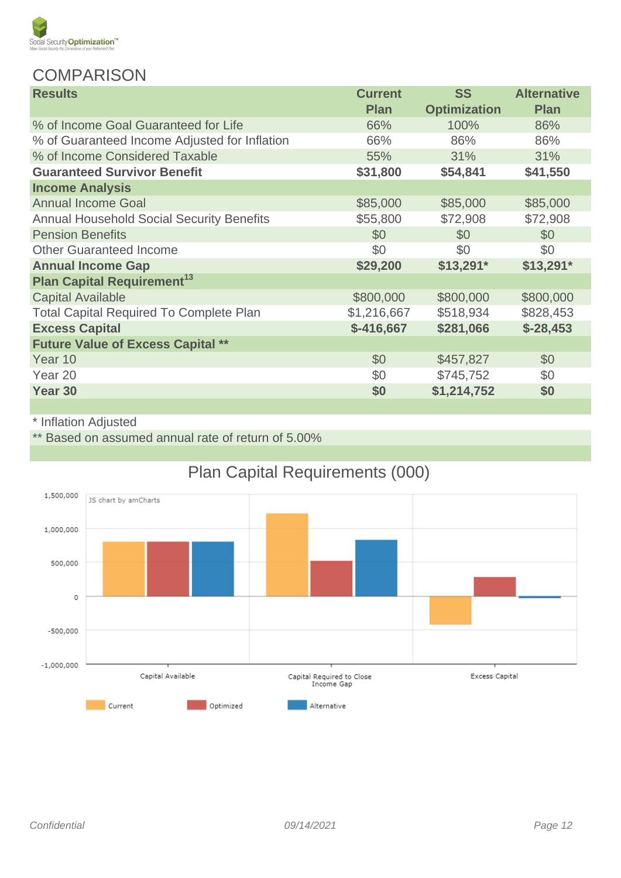## COMPARISON

| Results | Current Plan | SS Optimization | Alternative Plan |
|---|---|---|---|
| % of Income Goal Guaranteed for Life | 66% | 100% | 86% |
| % of Guaranteed Income Adjusted for Inflation | 66% | 86% | 86% |
| % of Income Considered Taxable | 55% | 31% | 31% |
| **Guaranteed Survivor Benefit** | **$31,800** | **$54,841** | **$41,550** |
| **Income Analysis** | | | |
| Annual Income Goal | $85,000 | $85,000 | $85,000 |
| Annual Household Social Security Benefits | $55,800 | $72,908 | $72,908 |
| Pension Benefits | $0 | $0 | $0 |
| Other Guaranteed Income | $0 | $0 | $0 |
| **Annual Income Gap** | **$29,200** | **$13,291*** | **$13,291*** |
| **Plan Capital Requirement[13]** | | | |
| Capital Available | $800,000 | $800,000 | $800,000 |
| Total Capital Required To Complete Plan | $1,216,667 | $518,934 | $828,453 |
| **Excess Capital** | **$-416,667** | **$281,066** | **$-28,453** |
| **Future Value of Excess Capital **** | | | |
| Year 10 | $0 | $457,827 | $0 |
| Year 20 | $0 | $745,752 | $0 |
| **Year 30** | **$0** | **$1,214,752** | **$0** |

* Inflation Adjusted

** Based on assumed annual rate of return of 5.00%

### Plan Capital Requirements (000)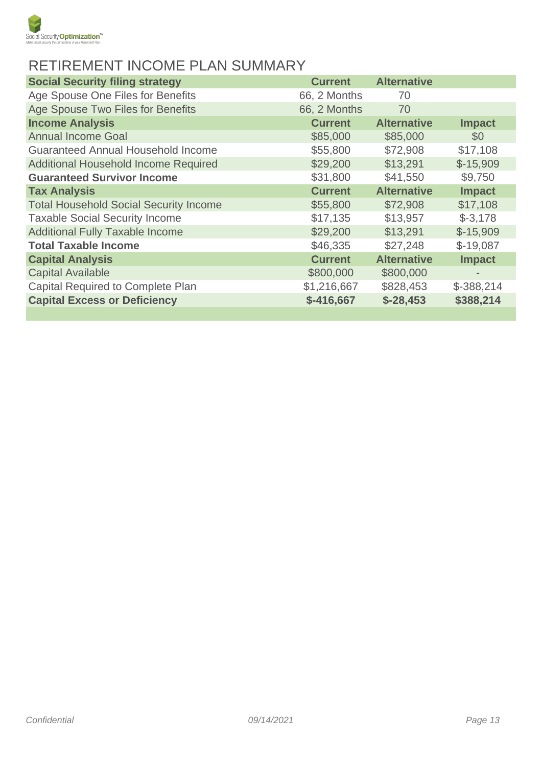## RETIREMENT INCOME PLAN SUMMARY

| Social Security filing strategy | Current | Alternative | |
|---|---|---|---|
| Age Spouse One Files for Benefits | 66, 2 Months | 70 | |
| Age Spouse Two Files for Benefits | 66, 2 Months | 70 | |
| **Income Analysis** | **Current** | **Alternative** | **Impact** |
| Annual Income Goal | $85,000 | $85,000 | $0 |
| Guaranteed Annual Household Income | $55,800 | $72,908 | $17,108 |
| Additional Household Income Required | $29,200 | $13,291 | $-15,909 |
| **Guaranteed Survivor Income** | $31,800 | $41,550 | $9,750 |
| **Tax Analysis** | **Current** | **Alternative** | **Impact** |
| Total Household Social Security Income | $55,800 | $72,908 | $17,108 |
| Taxable Social Security Income | $17,135 | $13,957 | $-3,178 |
| Additional Fully Taxable Income | $29,200 | $13,291 | $-15,909 |
| **Total Taxable Income** | $46,335 | $27,248 | $-19,087 |
| **Capital Analysis** | **Current** | **Alternative** | **Impact** |
| Capital Available | $800,000 | $800,000 | - |
| Capital Required to Complete Plan | $1,216,667 | $828,453 | $-388,214 |
| **Capital Excess or Deficiency** | **$-416,667** | **$-28,453** | **$388,214** |

*Confidential* *09/14/2021*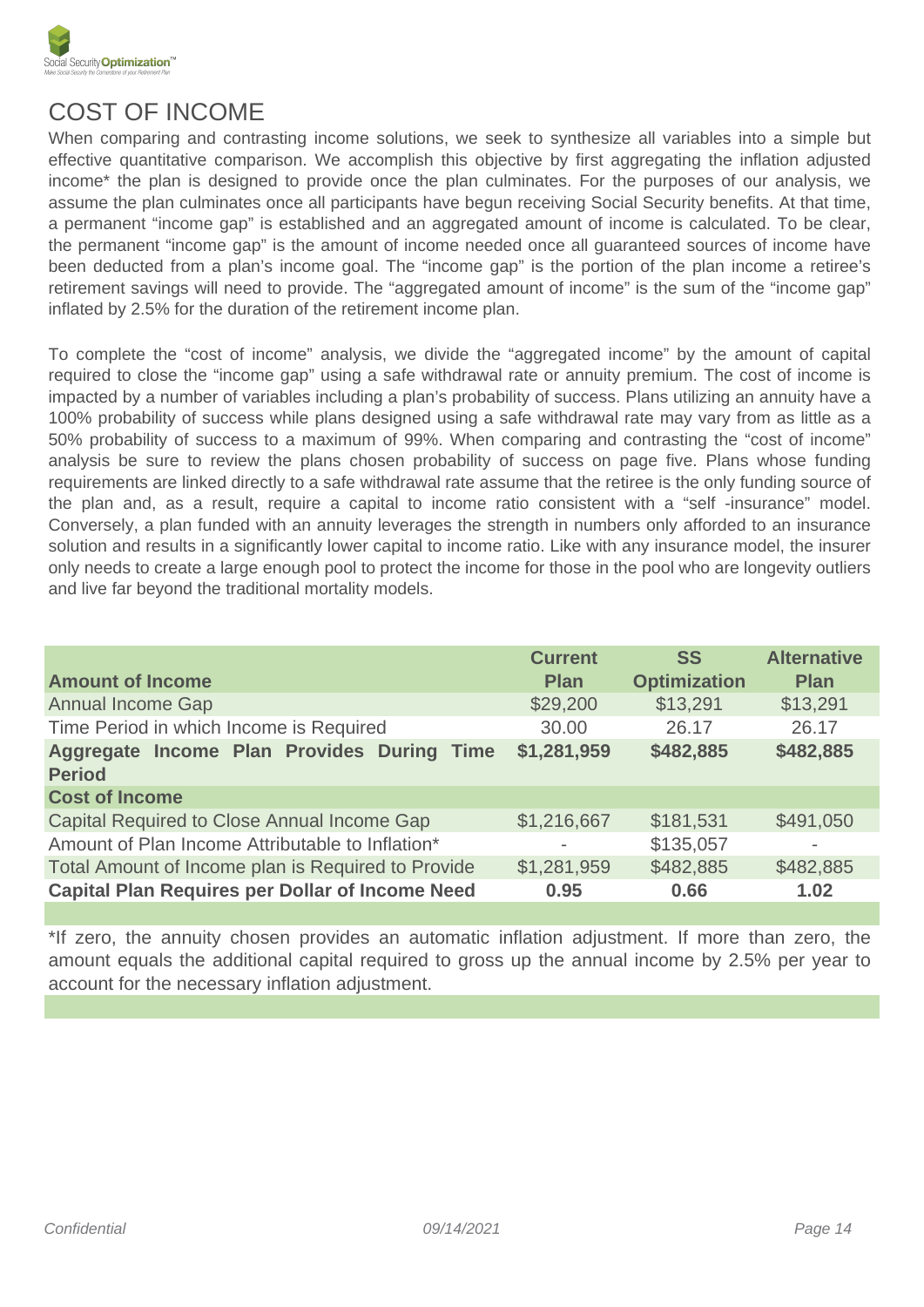# COST OF INCOME

When comparing and contrasting income solutions, we seek to synthesize all variables into a simple but effective quantitative comparison. We accomplish this objective by first aggregating the inflation adjusted income* the plan is designed to provide once the plan culminates. For the purposes of our analysis, we assume the plan culminates once all participants have begun receiving Social Security benefits. At that time, a permanent "income gap" is established and an aggregated amount of income is calculated. To be clear, the permanent "income gap" is the amount of income needed once all guaranteed sources of income have been deducted from a plan's income goal. The "income gap" is the portion of the plan income a retiree's retirement savings will need to provide. The "aggregated amount of income" is the sum of the "income gap" inflated by 2.5% for the duration of the retirement income plan.

To complete the "cost of income" analysis, we divide the "aggregated income" by the amount of capital required to close the "income gap" using a safe withdrawal rate or annuity premium. The cost of income is impacted by a number of variables including a plan's probability of success. Plans utilizing an annuity have a 100% probability of success while plans designed using a safe withdrawal rate may vary from as little as a 50% probability of success to a maximum of 99%. When comparing and contrasting the "cost of income" analysis be sure to review the plans chosen probability of success on page five. Plans whose funding requirements are linked directly to a safe withdrawal rate assume that the retiree is the only funding source of the plan and, as a result, require a capital to income ratio consistent with a "self -insurance" model. Conversely, a plan funded with an annuity leverages the strength in numbers only afforded to an insurance solution and results in a significantly lower capital to income ratio. Like with any insurance model, the insurer only needs to create a large enough pool to protect the income for those in the pool who are longevity outliers and live far beyond the traditional mortality models.

| **Amount of Income** | **Current Plan** | **SS Optimization** | **Alternative Plan** |
|---|---|---|---|
| Annual Income Gap | $29,200 | $13,291 | $13,291 |
| Time Period in which Income is Required | 30.00 | 26.17 | 26.17 |
| **Aggregate Income Plan Provides During Time Period** | **$1,281,959** | **$482,885** | **$482,885** |
| **Cost of Income** | | | |
| Capital Required to Close Annual Income Gap | $1,216,667 | $181,531 | $491,050 |
| Amount of Plan Income Attributable to Inflation* | - | $135,057 | - |
| Total Amount of Income plan is Required to Provide | $1,281,959 | $482,885 | $482,885 |
| **Capital Plan Requires per Dollar of Income Need** | **0.95** | **0.66** | **1.02** |

*If zero, the annuity chosen provides an automatic inflation adjustment. If more than zero, the amount equals the additional capital required to gross up the annual income by 2.5% per year to account for the necessary inflation adjustment.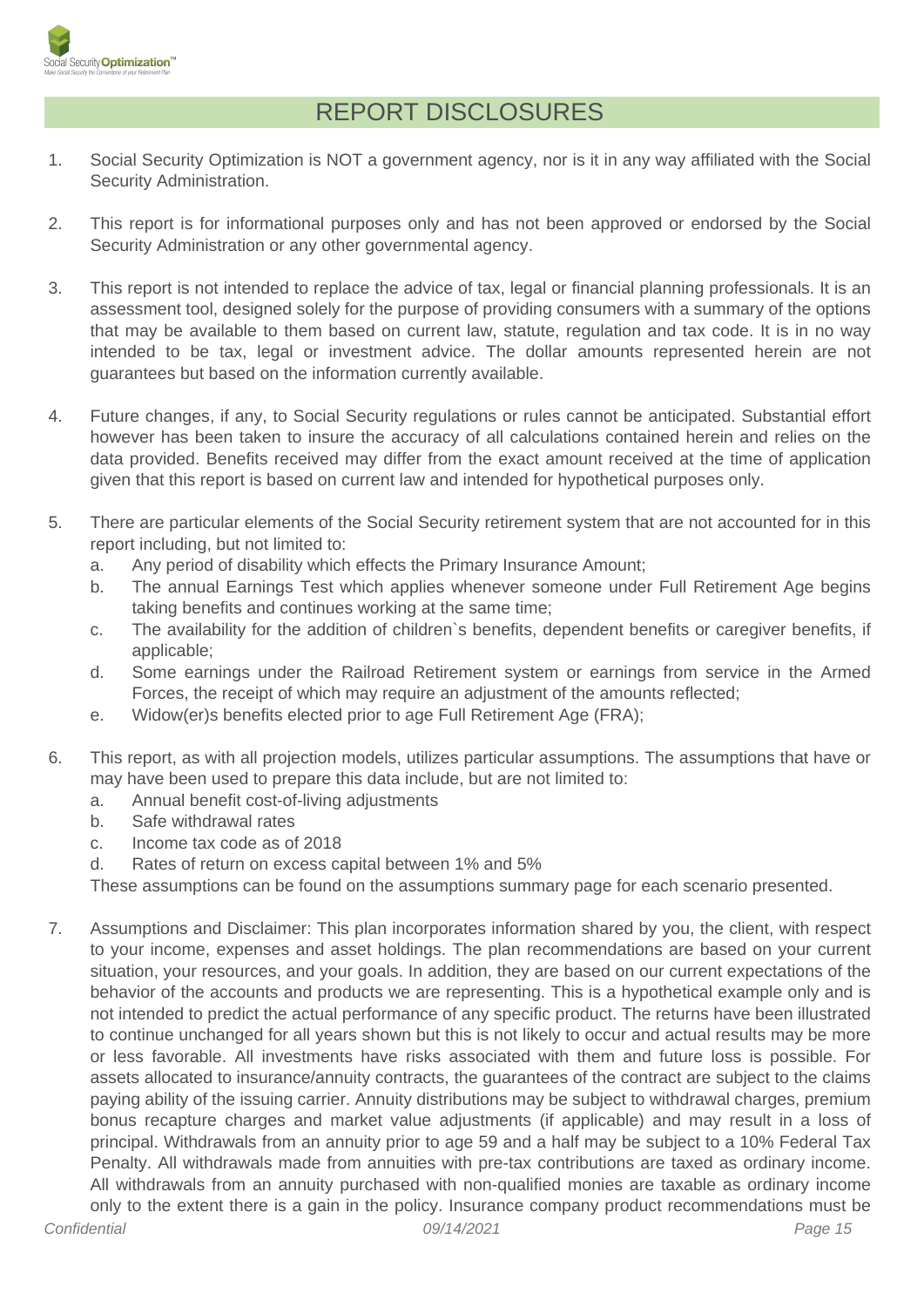# REPORT DISCLOSURES

1. Social Security Optimization is NOT a government agency, nor is it in any way affiliated with the Social Security Administration.

2. This report is for informational purposes only and has not been approved or endorsed by the Social Security Administration or any other governmental agency.

3. This report is not intended to replace the advice of tax, legal or financial planning professionals. It is an assessment tool, designed solely for the purpose of providing consumers with a summary of the options that may be available to them based on current law, statute, regulation and tax code. It is in no way intended to be tax, legal or investment advice. The dollar amounts represented herein are not guarantees but based on the information currently available.

4. Future changes, if any, to Social Security regulations or rules cannot be anticipated. Substantial effort however has been taken to insure the accuracy of all calculations contained herein and relies on the data provided. Benefits received may differ from the exact amount received at the time of application given that this report is based on current law and intended for hypothetical purposes only.

5. There are particular elements of the Social Security retirement system that are not accounted for in this report including, but not limited to:
   a. Any period of disability which effects the Primary Insurance Amount;
   b. The annual Earnings Test which applies whenever someone under Full Retirement Age begins taking benefits and continues working at the same time;
   c. The availability for the addition of children`s benefits, dependent benefits or caregiver benefits, if applicable;
   d. Some earnings under the Railroad Retirement system or earnings from service in the Armed Forces, the receipt of which may require an adjustment of the amounts reflected;
   e. Widow(er)s benefits elected prior to age Full Retirement Age (FRA);

6. This report, as with all projection models, utilizes particular assumptions. The assumptions that have or may have been used to prepare this data include, but are not limited to:
   a. Annual benefit cost-of-living adjustments
   b. Safe withdrawal rates
   c. Income tax code as of 2018
   d. Rates of return on excess capital between 1% and 5%

   These assumptions can be found on the assumptions summary page for each scenario presented.

7. Assumptions and Disclaimer: This plan incorporates information shared by you, the client, with respect to your income, expenses and asset holdings. The plan recommendations are based on your current situation, your resources, and your goals. In addition, they are based on our current expectations of the behavior of the accounts and products we are representing. This is a hypothetical example only and is not intended to predict the actual performance of any specific product. The returns have been illustrated to continue unchanged for all years shown but this is not likely to occur and actual results may be more or less favorable. All investments have risks associated with them and future loss is possible. For assets allocated to insurance/annuity contracts, the guarantees of the contract are subject to the claims paying ability of the issuing carrier. Annuity distributions may be subject to withdrawal charges, premium bonus recapture charges and market value adjustments (if applicable) and may result in a loss of principal. Withdrawals from an annuity prior to age 59 and a half may be subject to a 10% Federal Tax Penalty. All withdrawals made from annuities with pre-tax contributions are taxed as ordinary income. All withdrawals from an annuity purchased with non-qualified monies are taxable as ordinary income only to the extent there is a gain in the policy. Insurance company product recommendations must be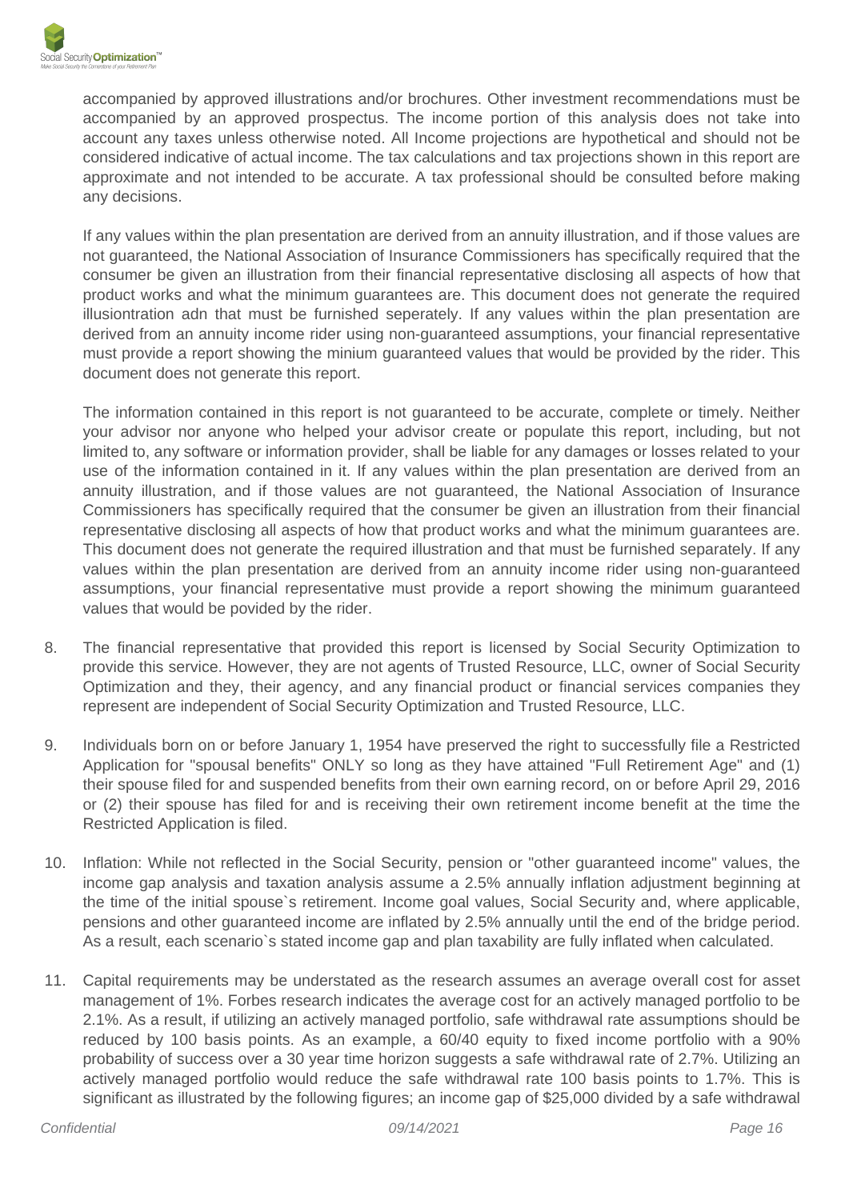accompanied by approved illustrations and/or brochures. Other investment recommendations must be accompanied by an approved prospectus. The income portion of this analysis does not take into account any taxes unless otherwise noted. All Income projections are hypothetical and should not be considered indicative of actual income. The tax calculations and tax projections shown in this report are approximate and not intended to be accurate. A tax professional should be consulted before making any decisions.

If any values within the plan presentation are derived from an annuity illustration, and if those values are not guaranteed, the National Association of Insurance Commissioners has specifically required that the consumer be given an illustration from their financial representative disclosing all aspects of how that product works and what the minimum guarantees are. This document does not generate the required illusiontration adn that must be furnished seperately. If any values within the plan presentation are derived from an annuity income rider using non-guaranteed assumptions, your financial representative must provide a report showing the minium guaranteed values that would be provided by the rider. This document does not generate this report.

The information contained in this report is not guaranteed to be accurate, complete or timely. Neither your advisor nor anyone who helped your advisor create or populate this report, including, but not limited to, any software or information provider, shall be liable for any damages or losses related to your use of the information contained in it. If any values within the plan presentation are derived from an annuity illustration, and if those values are not guaranteed, the National Association of Insurance Commissioners has specifically required that the consumer be given an illustration from their financial representative disclosing all aspects of how that product works and what the minimum guarantees are. This document does not generate the required illustration and that must be furnished separately. If any values within the plan presentation are derived from an annuity income rider using non-guaranteed assumptions, your financial representative must provide a report showing the minimum guaranteed values that would be povided by the rider.

8. The financial representative that provided this report is licensed by Social Security Optimization to provide this service. However, they are not agents of Trusted Resource, LLC, owner of Social Security Optimization and they, their agency, and any financial product or financial services companies they represent are independent of Social Security Optimization and Trusted Resource, LLC.

9. Individuals born on or before January 1, 1954 have preserved the right to successfully file a Restricted Application for "spousal benefits" ONLY so long as they have attained "Full Retirement Age" and (1) their spouse filed for and suspended benefits from their own earning record, on or before April 29, 2016 or (2) their spouse has filed for and is receiving their own retirement income benefit at the time the Restricted Application is filed.

10. Inflation: While not reflected in the Social Security, pension or "other guaranteed income" values, the income gap analysis and taxation analysis assume a 2.5% annually inflation adjustment beginning at the time of the initial spouse`s retirement. Income goal values, Social Security and, where applicable, pensions and other guaranteed income are inflated by 2.5% annually until the end of the bridge period. As a result, each scenario`s stated income gap and plan taxability are fully inflated when calculated.

11. Capital requirements may be understated as the research assumes an average overall cost for asset management of 1%. Forbes research indicates the average cost for an actively managed portfolio to be 2.1%. As a result, if utilizing an actively managed portfolio, safe withdrawal rate assumptions should be reduced by 100 basis points. As an example, a 60/40 equity to fixed income portfolio with a 90% probability of success over a 30 year time horizon suggests a safe withdrawal rate of 2.7%. Utilizing an actively managed portfolio would reduce the safe withdrawal rate 100 basis points to 1.7%. This is significant as illustrated by the following figures; an income gap of $25,000 divided by a safe withdrawal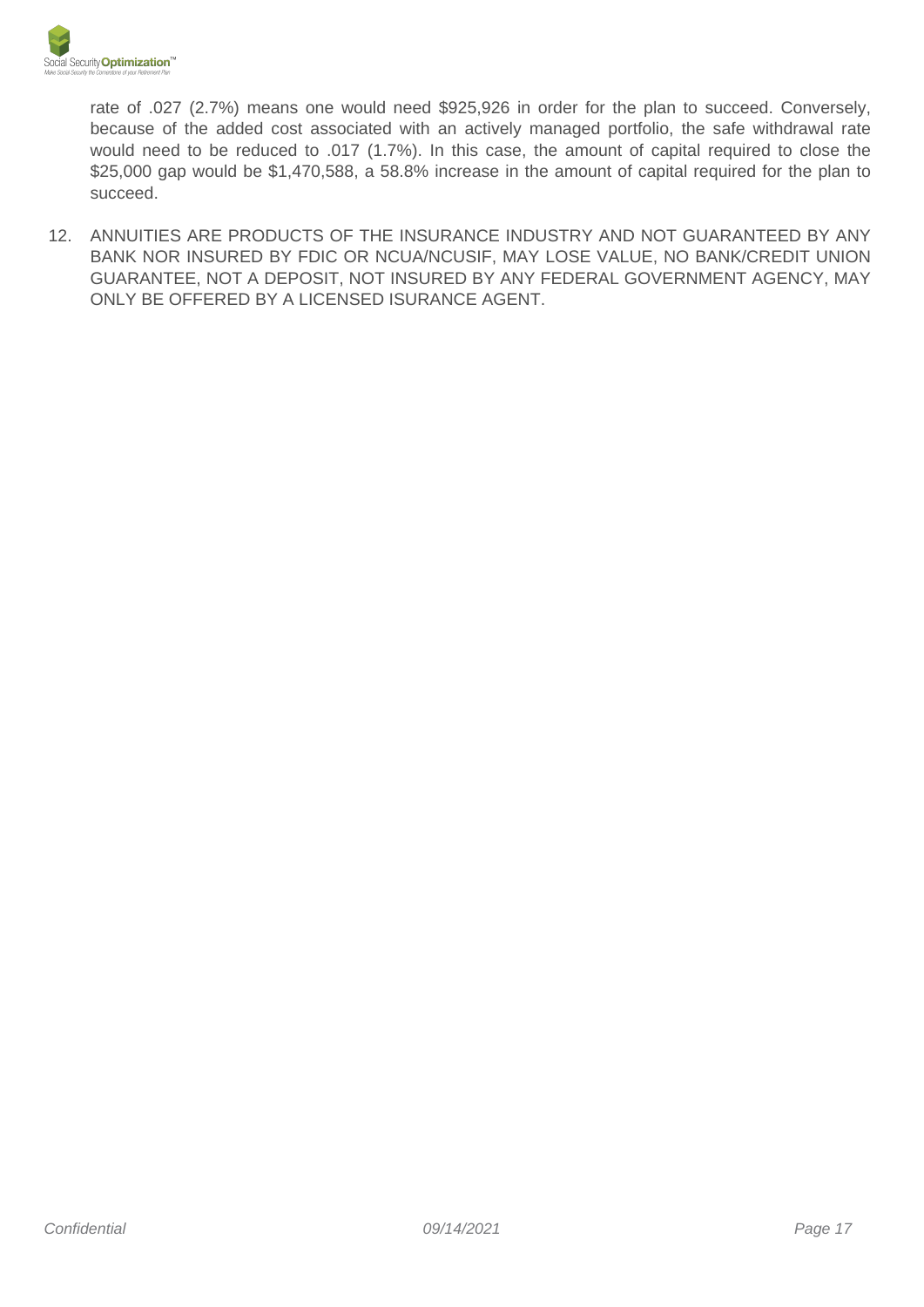rate of .027 (2.7%) means one would need $925,926 in order for the plan to succeed. Conversely, because of the added cost associated with an actively managed portfolio, the safe withdrawal rate would need to be reduced to .017 (1.7%). In this case, the amount of capital required to close the $25,000 gap would be $1,470,588, a 58.8% increase in the amount of capital required for the plan to succeed.

12. ANNUITIES ARE PRODUCTS OF THE INSURANCE INDUSTRY AND NOT GUARANTEED BY ANY BANK NOR INSURED BY FDIC OR NCUA/NCUSIF, MAY LOSE VALUE, NO BANK/CREDIT UNION GUARANTEE, NOT A DEPOSIT, NOT INSURED BY ANY FEDERAL GOVERNMENT AGENCY, MAY ONLY BE OFFERED BY A LICENSED ISURANCE AGENT.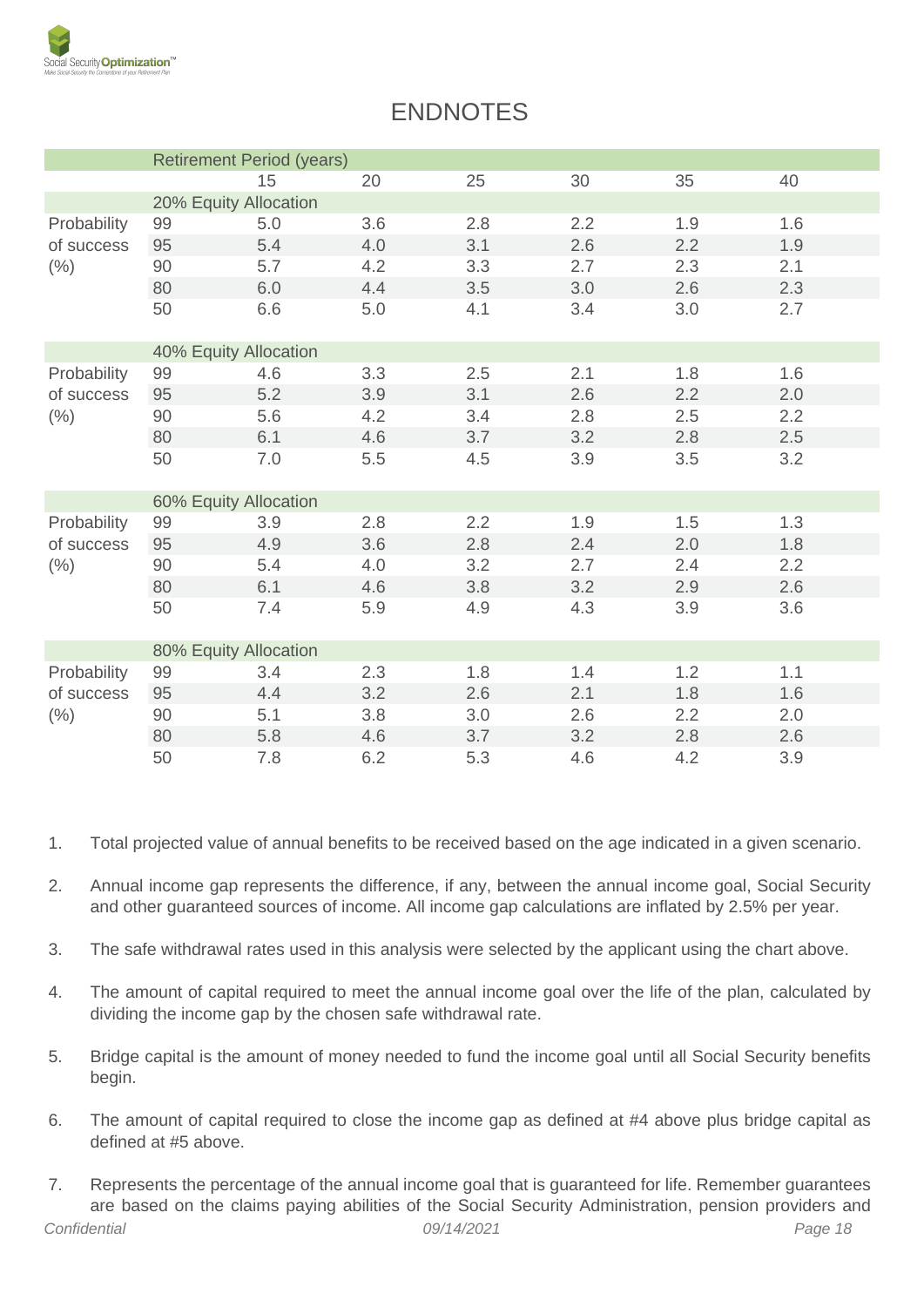# ENDNOTES

| | Retirement Period (years) | | | | | | |
|---|---|---|---|---|---|---|---|
| | | 15 | 20 | 25 | 30 | 35 | 40 |
| | 20% Equity Allocation | | | | | | |
| Probability of success (%) | 99 | 5.0 | 3.6 | 2.8 | 2.2 | 1.9 | 1.6 |
| | 95 | 5.4 | 4.0 | 3.1 | 2.6 | 2.2 | 1.9 |
| | 90 | 5.7 | 4.2 | 3.3 | 2.7 | 2.3 | 2.1 |
| | 80 | 6.0 | 4.4 | 3.5 | 3.0 | 2.6 | 2.3 |
| | 50 | 6.6 | 5.0 | 4.1 | 3.4 | 3.0 | 2.7 |
| | 40% Equity Allocation | | | | | | |
| Probability of success (%) | 99 | 4.6 | 3.3 | 2.5 | 2.1 | 1.8 | 1.6 |
| | 95 | 5.2 | 3.9 | 3.1 | 2.6 | 2.2 | 2.0 |
| | 90 | 5.6 | 4.2 | 3.4 | 2.8 | 2.5 | 2.2 |
| | 80 | 6.1 | 4.6 | 3.7 | 3.2 | 2.8 | 2.5 |
| | 50 | 7.0 | 5.5 | 4.5 | 3.9 | 3.5 | 3.2 |
| | 60% Equity Allocation | | | | | | |
| Probability of success (%) | 99 | 3.9 | 2.8 | 2.2 | 1.9 | 1.5 | 1.3 |
| | 95 | 4.9 | 3.6 | 2.8 | 2.4 | 2.0 | 1.8 |
| | 90 | 5.4 | 4.0 | 3.2 | 2.7 | 2.4 | 2.2 |
| | 80 | 6.1 | 4.6 | 3.8 | 3.2 | 2.9 | 2.6 |
| | 50 | 7.4 | 5.9 | 4.9 | 4.3 | 3.9 | 3.6 |
| | 80% Equity Allocation | | | | | | |
| Probability of success (%) | 99 | 3.4 | 2.3 | 1.8 | 1.4 | 1.2 | 1.1 |
| | 95 | 4.4 | 3.2 | 2.6 | 2.1 | 1.8 | 1.6 |
| | 90 | 5.1 | 3.8 | 3.0 | 2.6 | 2.2 | 2.0 |
| | 80 | 5.8 | 4.6 | 3.7 | 3.2 | 2.8 | 2.6 |
| | 50 | 7.8 | 6.2 | 5.3 | 4.6 | 4.2 | 3.9 |

1. Total projected value of annual benefits to be received based on the age indicated in a given scenario.
2. Annual income gap represents the difference, if any, between the annual income goal, Social Security and other guaranteed sources of income. All income gap calculations are inflated by 2.5% per year.
3. The safe withdrawal rates used in this analysis were selected by the applicant using the chart above.
4. The amount of capital required to meet the annual income goal over the life of the plan, calculated by dividing the income gap by the chosen safe withdrawal rate.
5. Bridge capital is the amount of money needed to fund the income goal until all Social Security benefits begin.
6. The amount of capital required to close the income gap as defined at #4 above plus bridge capital as defined at #5 above.
7. Represents the percentage of the annual income goal that is guaranteed for life. Remember guarantees are based on the claims paying abilities of the Social Security Administration, pension providers and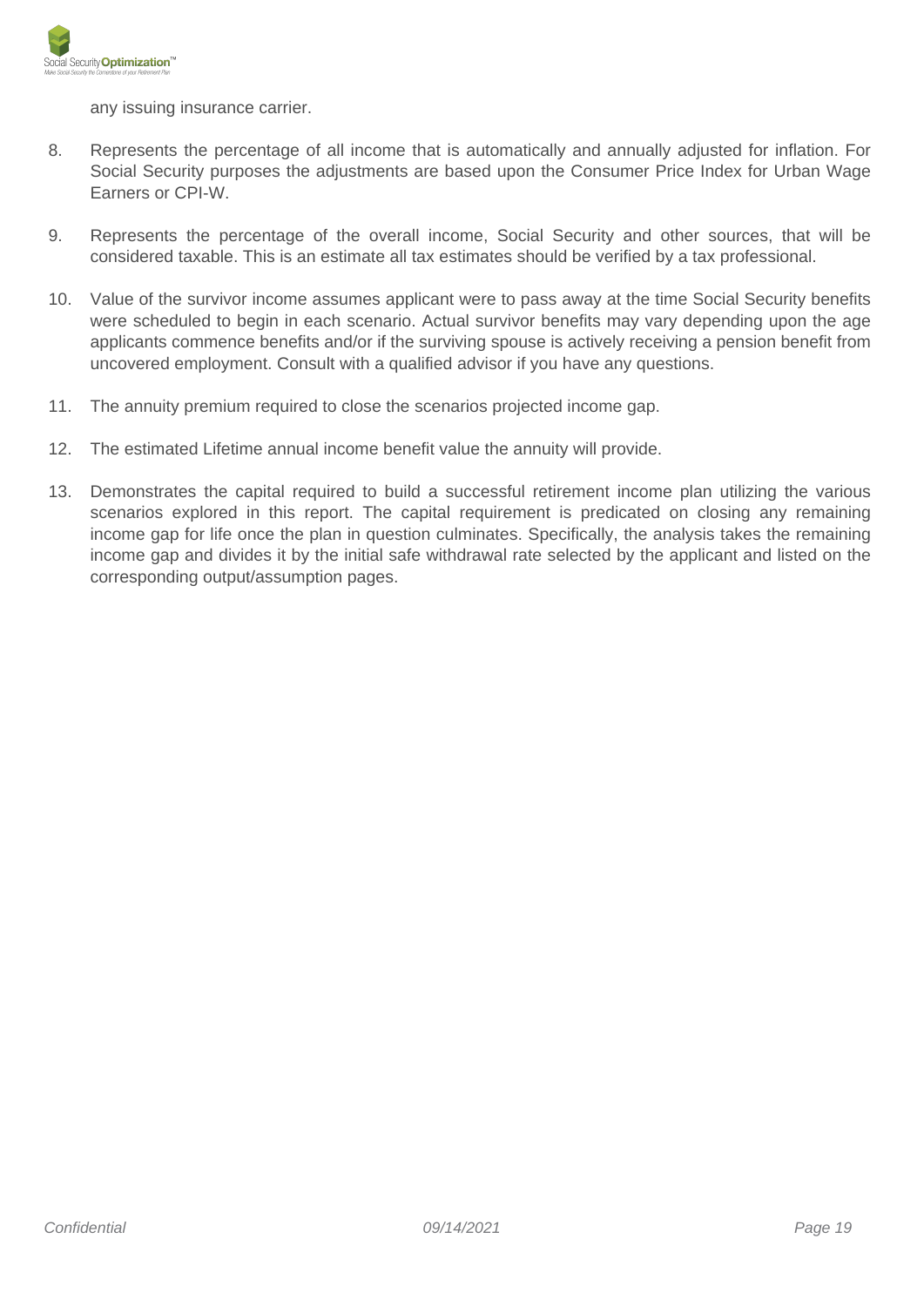any issuing insurance carrier.

8. Represents the percentage of all income that is automatically and annually adjusted for inflation. For Social Security purposes the adjustments are based upon the Consumer Price Index for Urban Wage Earners or CPI-W.

9. Represents the percentage of the overall income, Social Security and other sources, that will be considered taxable. This is an estimate all tax estimates should be verified by a tax professional.

10. Value of the survivor income assumes applicant were to pass away at the time Social Security benefits were scheduled to begin in each scenario. Actual survivor benefits may vary depending upon the age applicants commence benefits and/or if the surviving spouse is actively receiving a pension benefit from uncovered employment. Consult with a qualified advisor if you have any questions.

11. The annuity premium required to close the scenarios projected income gap.

12. The estimated Lifetime annual income benefit value the annuity will provide.

13. Demonstrates the capital required to build a successful retirement income plan utilizing the various scenarios explored in this report. The capital requirement is predicated on closing any remaining income gap for life once the plan in question culminates. Specifically, the analysis takes the remaining income gap and divides it by the initial safe withdrawal rate selected by the applicant and listed on the corresponding output/assumption pages.